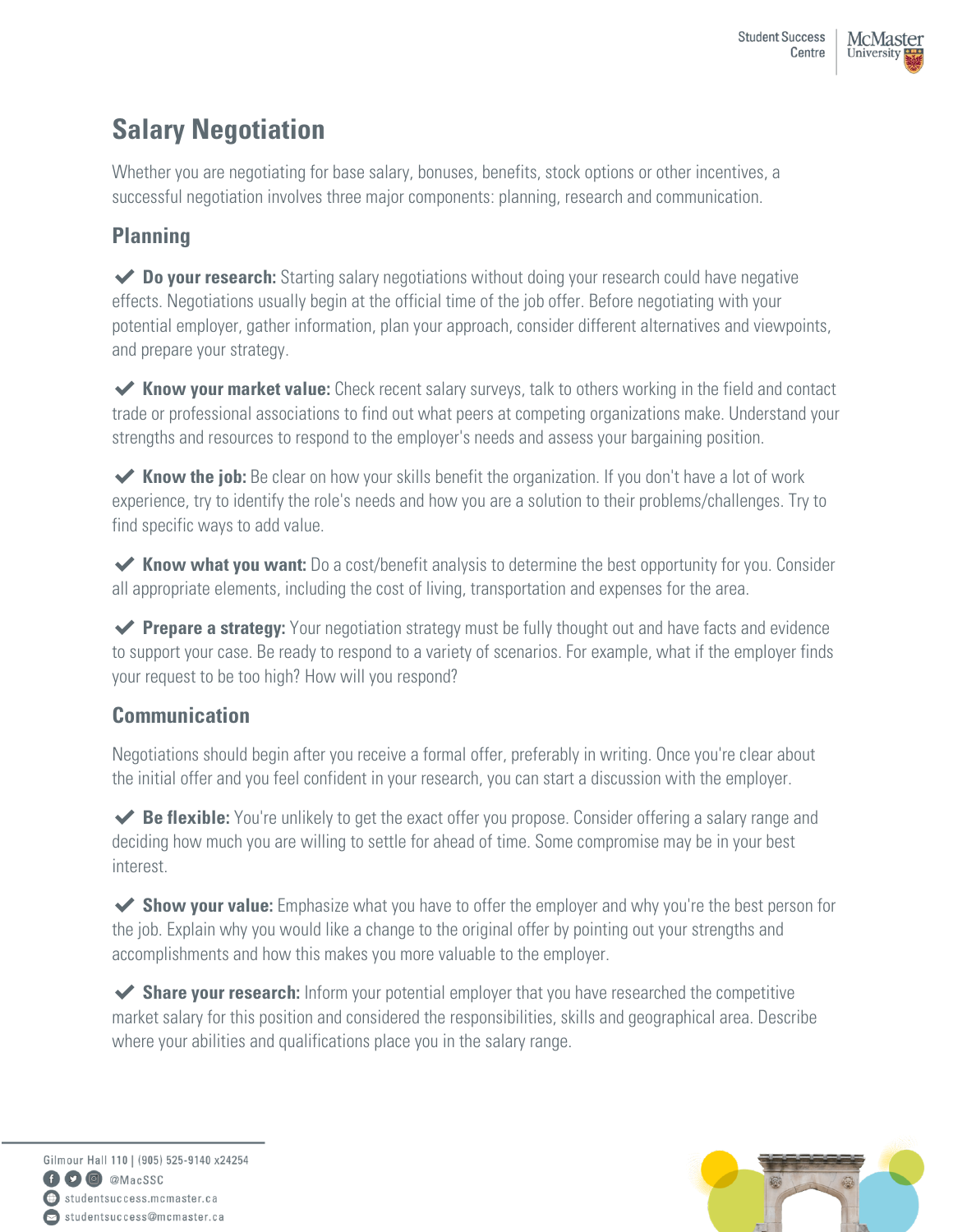# Salary Negotiation

Whether you are negotiating for base salary, bonuses, benefits, stock options or other incentives, a successful negotiation involves three major components: planning, research and communication.

## Planning

✔ **Do your research:** Starting salary negotiations without doing your research could have negative effects. Negotiations usually begin at the official time of the job offer. Before negotiating with your potential employer, gather information, plan your approach, consider different alternatives and viewpoints, and prepare your strategy.

✔ **Know your market value:** Check recent salary surveys, talk to others working in the field and contact trade or professional associations to find out what peers at competing organizations make. Understand your strengths and resources to respond to the employer's needs and assess your bargaining position.

✔ **Know the job:** Be clear on how your skills benefit the organization. If you don't have a lot of work experience, try to identify the role's needs and how you are a solution to their problems/challenges. Try to find specific ways to add value.

✔ **Know what you want:** Do a cost/benefit analysis to determine the best opportunity for you. Consider all appropriate elements, including the cost of living, transportation and expenses for the area.

✔ **Prepare a strategy:** Your negotiation strategy must be fully thought out and have facts and evidence to support your case. Be ready to respond to a variety of scenarios. For example, what if the employer finds your request to be too high? How will you respond?

## Communication

Negotiations should begin after you receive a formal offer, preferably in writing. Once you're clear about the initial offer and you feel confident in your research, you can start a discussion with the employer.

✔ **Be flexible:** You're unlikely to get the exact offer you propose. Consider offering a salary range and deciding how much you are willing to settle for ahead of time. Some compromise may be in your best interest.

✔ **Show your value:** Emphasize what you have to offer the employer and why you're the best person for the job. Explain why you would like a change to the original offer by pointing out your strengths and accomplishments and how this makes you more valuable to the employer.

✔ **Share your research:** Inform your potential employer that you have researched the competitive market salary for this position and considered the responsibilities, skills and geographical area. Describe where your abilities and qualifications place you in the salary range.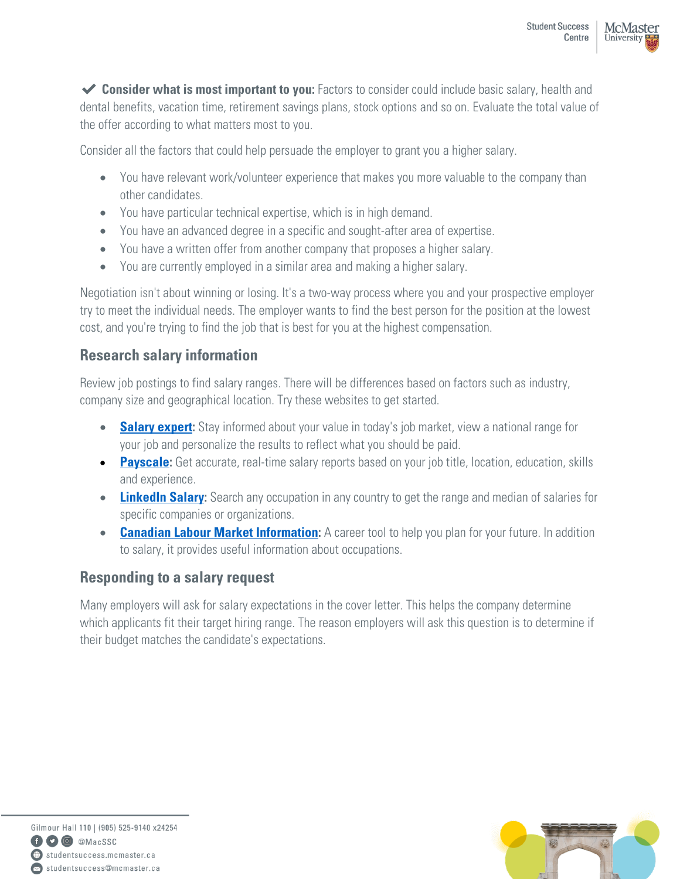✔ **Consider what is most important to you:** Factors to consider could include basic salary, health and dental benefits, vacation time, retirement savings plans, stock options and so on. Evaluate the total value of the offer according to what matters most to you.

Consider all the factors that could help persuade the employer to grant you a higher salary.

- You have relevant work/volunteer experience that makes you more valuable to the company than other candidates.
- You have particular technical expertise, which is in high demand.
- You have an advanced degree in a specific and sought-after area of expertise.
- You have a written offer from another company that proposes a higher salary.
- You are currently employed in a similar area and making a higher salary.

Negotiation isn't about winning or losing. It's a two-way process where you and your prospective employer try to meet the individual needs. The employer wants to find the best person for the position at the lowest cost, and you're trying to find the job that is best for you at the highest compensation.

## Research salary information

Review job postings to find salary ranges. There will be differences based on factors such as industry, company size and geographical location. Try these websites to get started.

- **Salary expert:** Stay informed about your value in today's job market, view a national range for your job and personalize the results to reflect what you should be paid.
- **Payscale:** Get accurate, real-time salary reports based on your job title, location, education, skills and experience.
- **LinkedIn Salary:** Search any occupation in any country to get the range and median of salaries for specific companies or organizations.
- **Canadian Labour Market Information:** A career tool to help you plan for your future. In addition to salary, it provides useful information about occupations.

## Responding to a salary request

Many employers will ask for salary expectations in the cover letter. This helps the company determine which applicants fit their target hiring range. The reason employers will ask this question is to determine if their budget matches the candidate's expectations.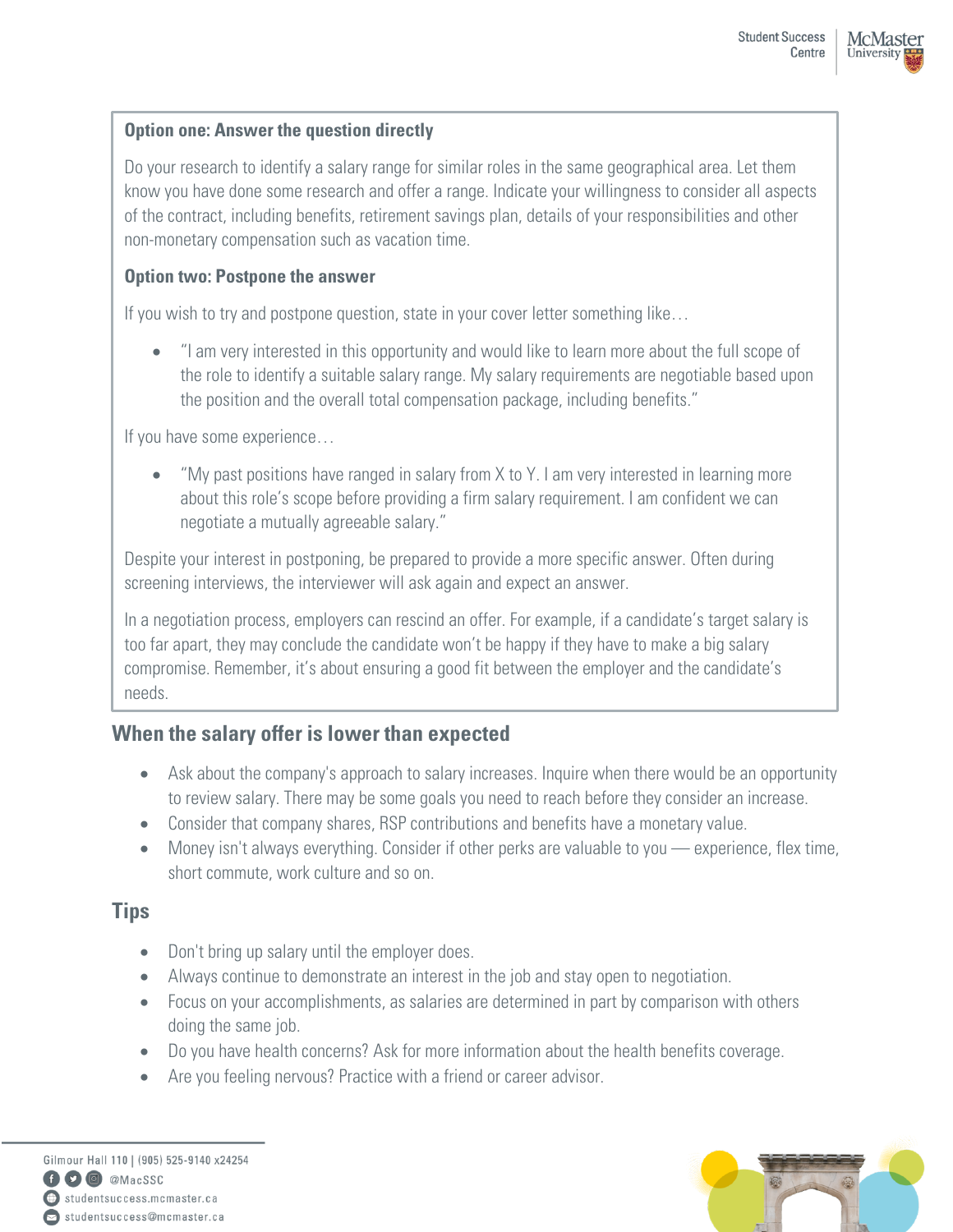**Option one: Answer the question directly**

Do your research to identify a salary range for similar roles in the same geographical area. Let them know you have done some research and offer a range. Indicate your willingness to consider all aspects of the contract, including benefits, retirement savings plan, details of your responsibilities and other non-monetary compensation such as vacation time.

**Option two: Postpone the answer**

If you wish to try and postpone question, state in your cover letter something like…

- "I am very interested in this opportunity and would like to learn more about the full scope of the role to identify a suitable salary range. My salary requirements are negotiable based upon the position and the overall total compensation package, including benefits."

If you have some experience…

- "My past positions have ranged in salary from X to Y. I am very interested in learning more about this role's scope before providing a firm salary requirement. I am confident we can negotiate a mutually agreeable salary."

Despite your interest in postponing, be prepared to provide a more specific answer. Often during screening interviews, the interviewer will ask again and expect an answer.

In a negotiation process, employers can rescind an offer. For example, if a candidate's target salary is too far apart, they may conclude the candidate won't be happy if they have to make a big salary compromise. Remember, it's about ensuring a good fit between the employer and the candidate's needs.

## When the salary offer is lower than expected

- Ask about the company's approach to salary increases. Inquire when there would be an opportunity to review salary. There may be some goals you need to reach before they consider an increase.
- Consider that company shares, RSP contributions and benefits have a monetary value.
- Money isn't always everything. Consider if other perks are valuable to you — experience, flex time, short commute, work culture and so on.

## Tips

- Don't bring up salary until the employer does.
- Always continue to demonstrate an interest in the job and stay open to negotiation.
- Focus on your accomplishments, as salaries are determined in part by comparison with others doing the same job.
- Do you have health concerns? Ask for more information about the health benefits coverage.
- Are you feeling nervous? Practice with a friend or career advisor.

Gilmour Hall 110 | (905) 525-9140 x24254
@MacSSC
studentsuccess.mcmaster.ca
studentsuccess@mcmaster.ca